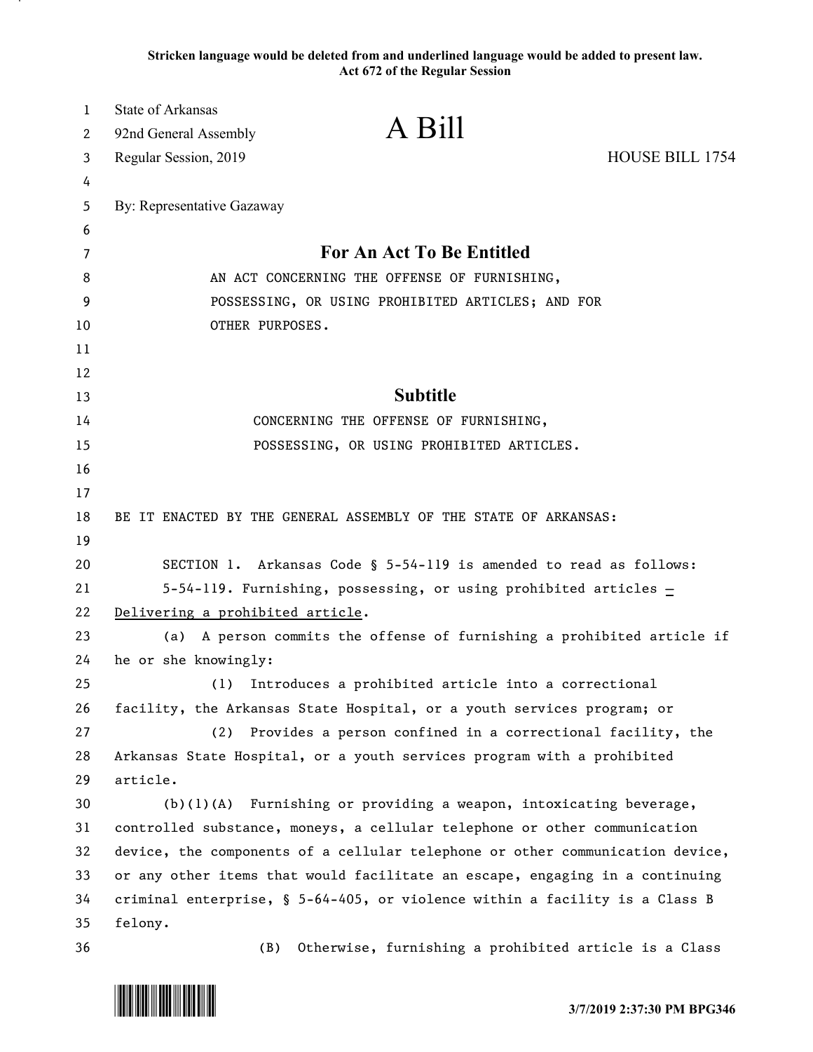**Stricken language would be deleted from and underlined language would be added to present law.**
**Act 672 of the Regular Session**

State of Arkansas
92nd General Assembly
Regular Session, 2019

# A Bill

HOUSE BILL 1754

By: Representative Gazaway

## For An Act To Be Entitled

AN ACT CONCERNING THE OFFENSE OF FURNISHING, POSSESSING, OR USING PROHIBITED ARTICLES; AND FOR OTHER PURPOSES.

## Subtitle

CONCERNING THE OFFENSE OF FURNISHING, POSSESSING, OR USING PROHIBITED ARTICLES.

BE IT ENACTED BY THE GENERAL ASSEMBLY OF THE STATE OF ARKANSAS:

SECTION 1. Arkansas Code § 5-54-119 is amended to read as follows:

5-54-119. Furnishing, possessing, or using prohibited articles <u>– Delivering a prohibited article</u>.

(a) A person commits the offense of furnishing a prohibited article if he or she knowingly:

(1) Introduces a prohibited article into a correctional facility, the Arkansas State Hospital, or a youth services program; or

(2) Provides a person confined in a correctional facility, the Arkansas State Hospital, or a youth services program with a prohibited article.

(b)(1)(A) Furnishing or providing a weapon, intoxicating beverage, controlled substance, moneys, a cellular telephone or other communication device, the components of a cellular telephone or other communication device, or any other items that would facilitate an escape, engaging in a continuing criminal enterprise, § 5-64-405, or violence within a facility is a Class B felony.

(B) Otherwise, furnishing a prohibited article is a Class

3/7/2019 2:37:30 PM BPG346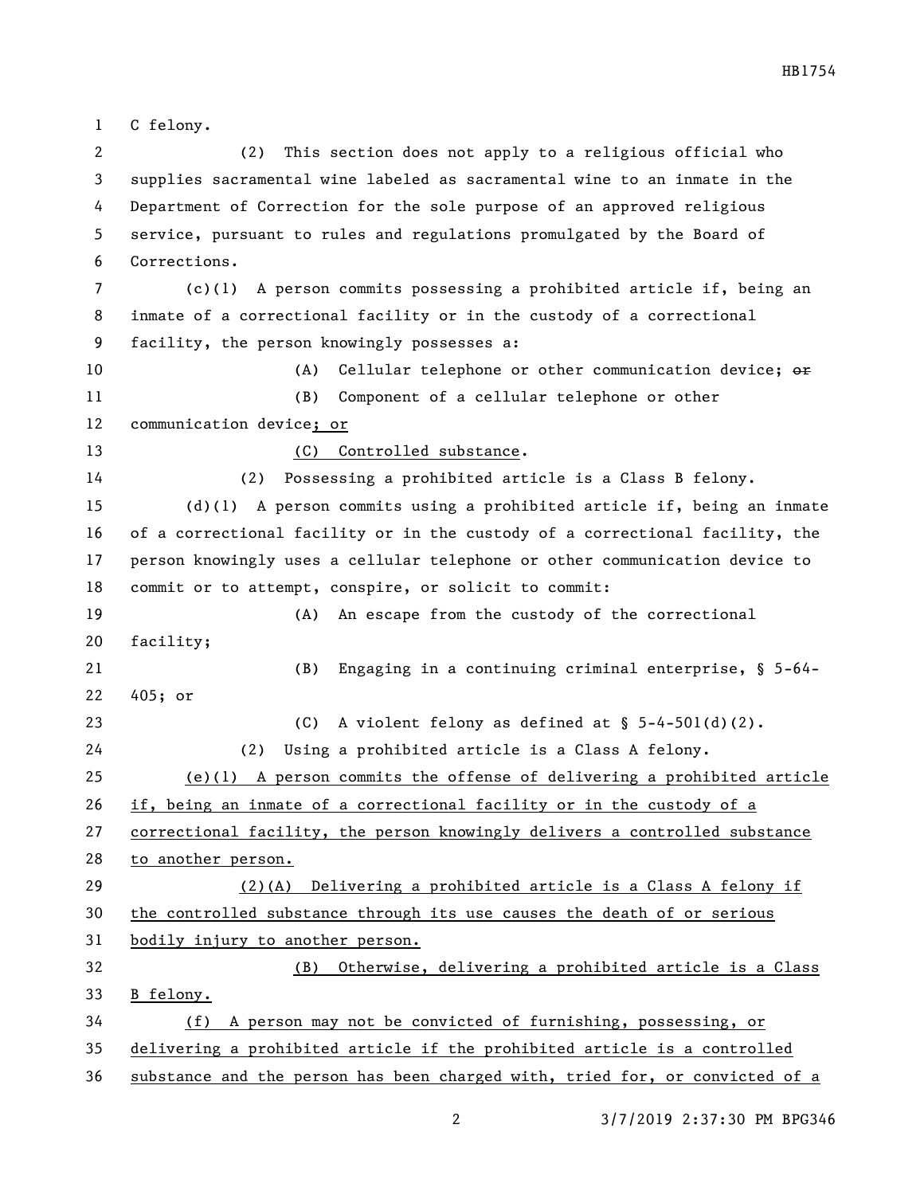C felony.

(2) This section does not apply to a religious official who supplies sacramental wine labeled as sacramental wine to an inmate in the Department of Correction for the sole purpose of an approved religious service, pursuant to rules and regulations promulgated by the Board of Corrections.

(c)(1) A person commits possessing a prohibited article if, being an inmate of a correctional facility or in the custody of a correctional facility, the person knowingly possesses a:

(A) Cellular telephone or other communication device; ~~or~~

(B) Component of a cellular telephone or other communication device; or

(C) Controlled substance.

(2) Possessing a prohibited article is a Class B felony.

(d)(1) A person commits using a prohibited article if, being an inmate of a correctional facility or in the custody of a correctional facility, the person knowingly uses a cellular telephone or other communication device to commit or to attempt, conspire, or solicit to commit:

(A) An escape from the custody of the correctional facility;

(B) Engaging in a continuing criminal enterprise, § 5-64-405; or

(C) A violent felony as defined at § 5-4-501(d)(2).

(2) Using a prohibited article is a Class A felony.

(e)(1) A person commits the offense of delivering a prohibited article if, being an inmate of a correctional facility or in the custody of a correctional facility, the person knowingly delivers a controlled substance to another person.

(2)(A) Delivering a prohibited article is a Class A felony if the controlled substance through its use causes the death of or serious bodily injury to another person.

(B) Otherwise, delivering a prohibited article is a Class B felony.

(f) A person may not be convicted of furnishing, possessing, or delivering a prohibited article if the prohibited article is a controlled substance and the person has been charged with, tried for, or convicted of a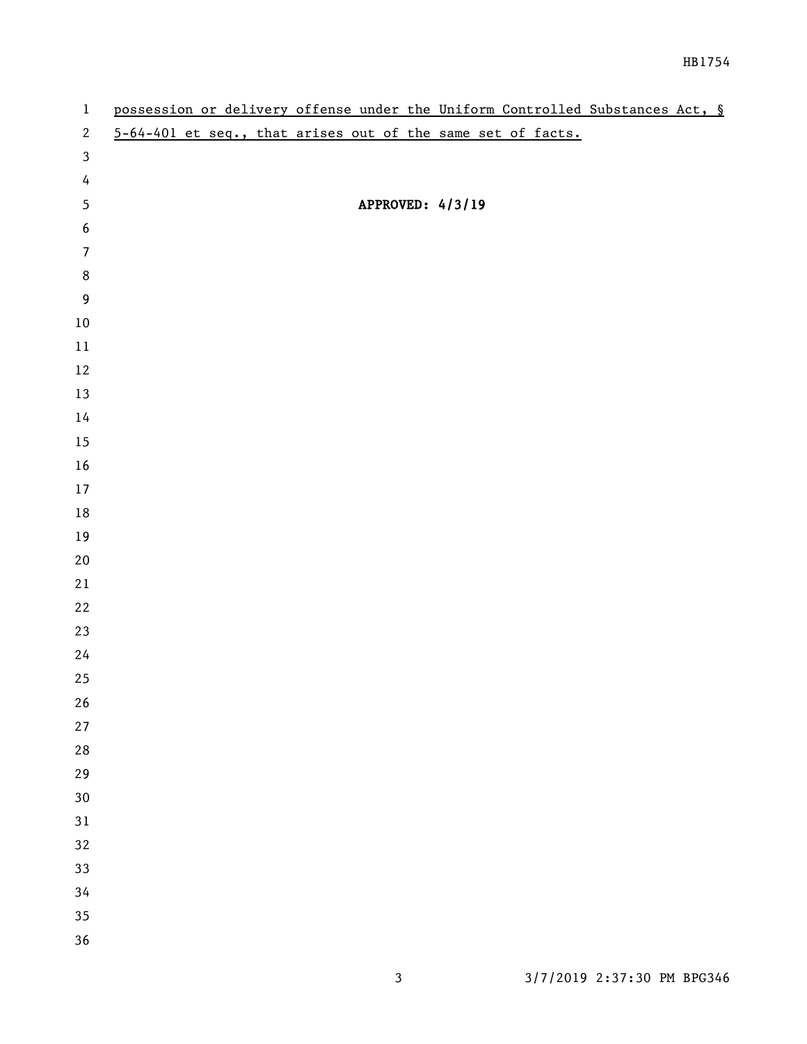possession or delivery offense under the Uniform Controlled Substances Act, § 5-64-401 et seq., that arises out of the same set of facts.

**APPROVED: 4/3/19**